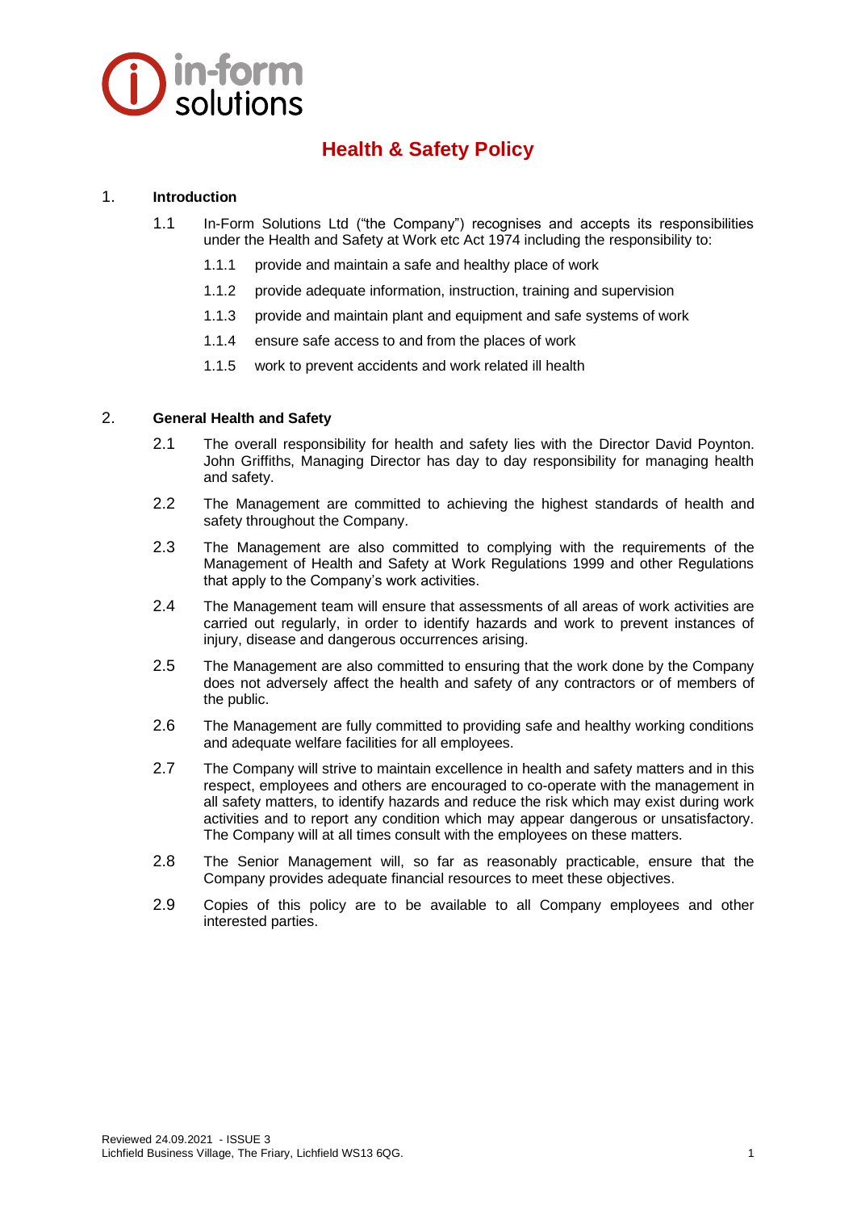in-form solutions

# Health & Safety Policy

## 1. Introduction

1.1 In-Form Solutions Ltd ("the Company") recognises and accepts its responsibilities under the Health and Safety at Work etc Act 1974 including the responsibility to:

1.1.1 provide and maintain a safe and healthy place of work

1.1.2 provide adequate information, instruction, training and supervision

1.1.3 provide and maintain plant and equipment and safe systems of work

1.1.4 ensure safe access to and from the places of work

1.1.5 work to prevent accidents and work related ill health

## 2. General Health and Safety

2.1 The overall responsibility for health and safety lies with the Director David Poynton. John Griffiths, Managing Director has day to day responsibility for managing health and safety.

2.2 The Management are committed to achieving the highest standards of health and safety throughout the Company.

2.3 The Management are also committed to complying with the requirements of the Management of Health and Safety at Work Regulations 1999 and other Regulations that apply to the Company's work activities.

2.4 The Management team will ensure that assessments of all areas of work activities are carried out regularly, in order to identify hazards and work to prevent instances of injury, disease and dangerous occurrences arising.

2.5 The Management are also committed to ensuring that the work done by the Company does not adversely affect the health and safety of any contractors or of members of the public.

2.6 The Management are fully committed to providing safe and healthy working conditions and adequate welfare facilities for all employees.

2.7 The Company will strive to maintain excellence in health and safety matters and in this respect, employees and others are encouraged to co-operate with the management in all safety matters, to identify hazards and reduce the risk which may exist during work activities and to report any condition which may appear dangerous or unsatisfactory. The Company will at all times consult with the employees on these matters.

2.8 The Senior Management will, so far as reasonably practicable, ensure that the Company provides adequate financial resources to meet these objectives.

2.9 Copies of this policy are to be available to all Company employees and other interested parties.

Reviewed 24.09.2021 - ISSUE 3
Lichfield Business Village, The Friary, Lichfield WS13 6QG.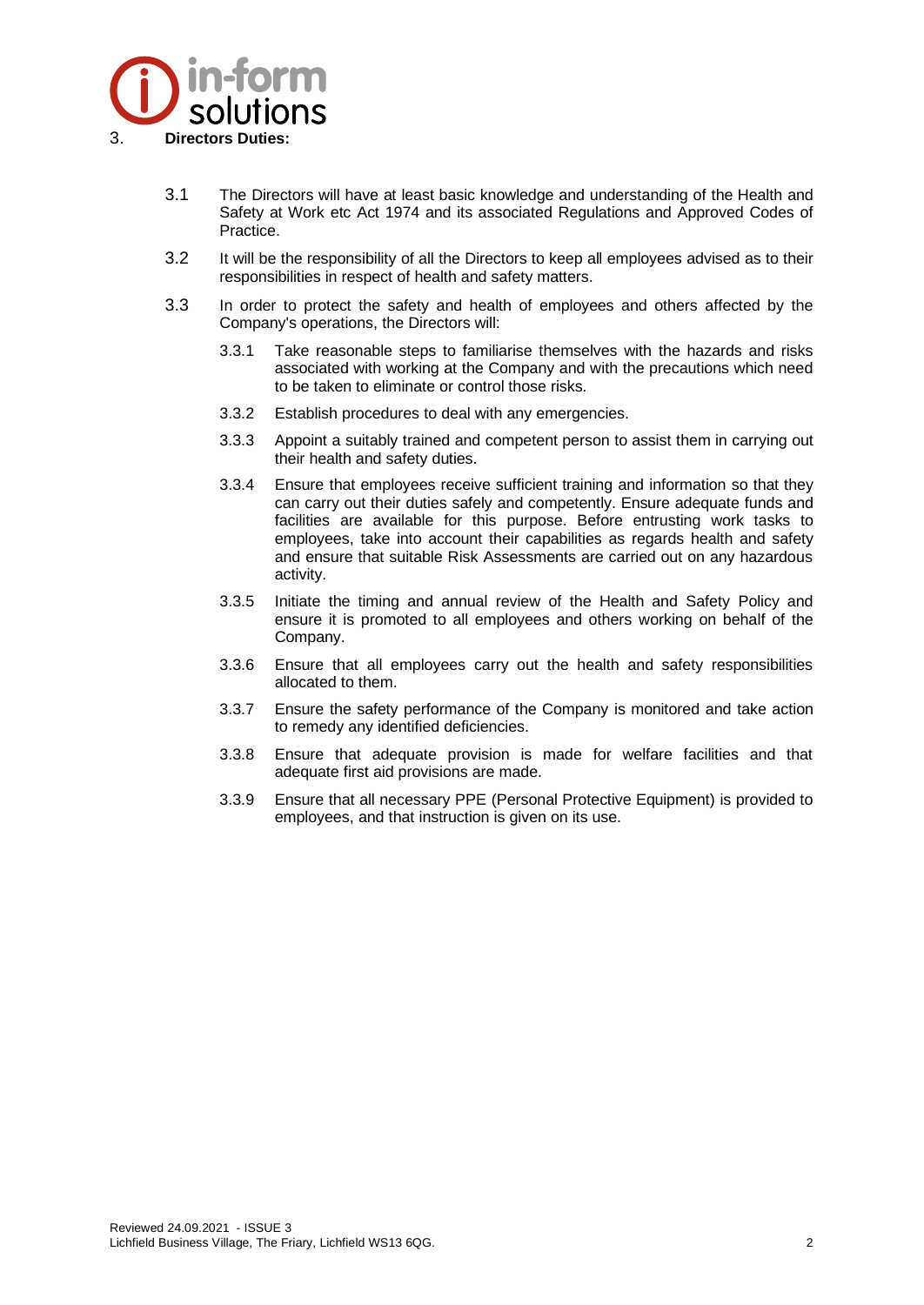## 3. Directors Duties:

3.1 The Directors will have at least basic knowledge and understanding of the Health and Safety at Work etc Act 1974 and its associated Regulations and Approved Codes of Practice.

3.2 It will be the responsibility of all the Directors to keep all employees advised as to their responsibilities in respect of health and safety matters.

3.3 In order to protect the safety and health of employees and others affected by the Company's operations, the Directors will:

3.3.1 Take reasonable steps to familiarise themselves with the hazards and risks associated with working at the Company and with the precautions which need to be taken to eliminate or control those risks.

3.3.2 Establish procedures to deal with any emergencies.

3.3.3 Appoint a suitably trained and competent person to assist them in carrying out their health and safety duties.

3.3.4 Ensure that employees receive sufficient training and information so that they can carry out their duties safely and competently. Ensure adequate funds and facilities are available for this purpose. Before entrusting work tasks to employees, take into account their capabilities as regards health and safety and ensure that suitable Risk Assessments are carried out on any hazardous activity.

3.3.5 Initiate the timing and annual review of the Health and Safety Policy and ensure it is promoted to all employees and others working on behalf of the Company.

3.3.6 Ensure that all employees carry out the health and safety responsibilities allocated to them.

3.3.7 Ensure the safety performance of the Company is monitored and take action to remedy any identified deficiencies.

3.3.8 Ensure that adequate provision is made for welfare facilities and that adequate first aid provisions are made.

3.3.9 Ensure that all necessary PPE (Personal Protective Equipment) is provided to employees, and that instruction is given on its use.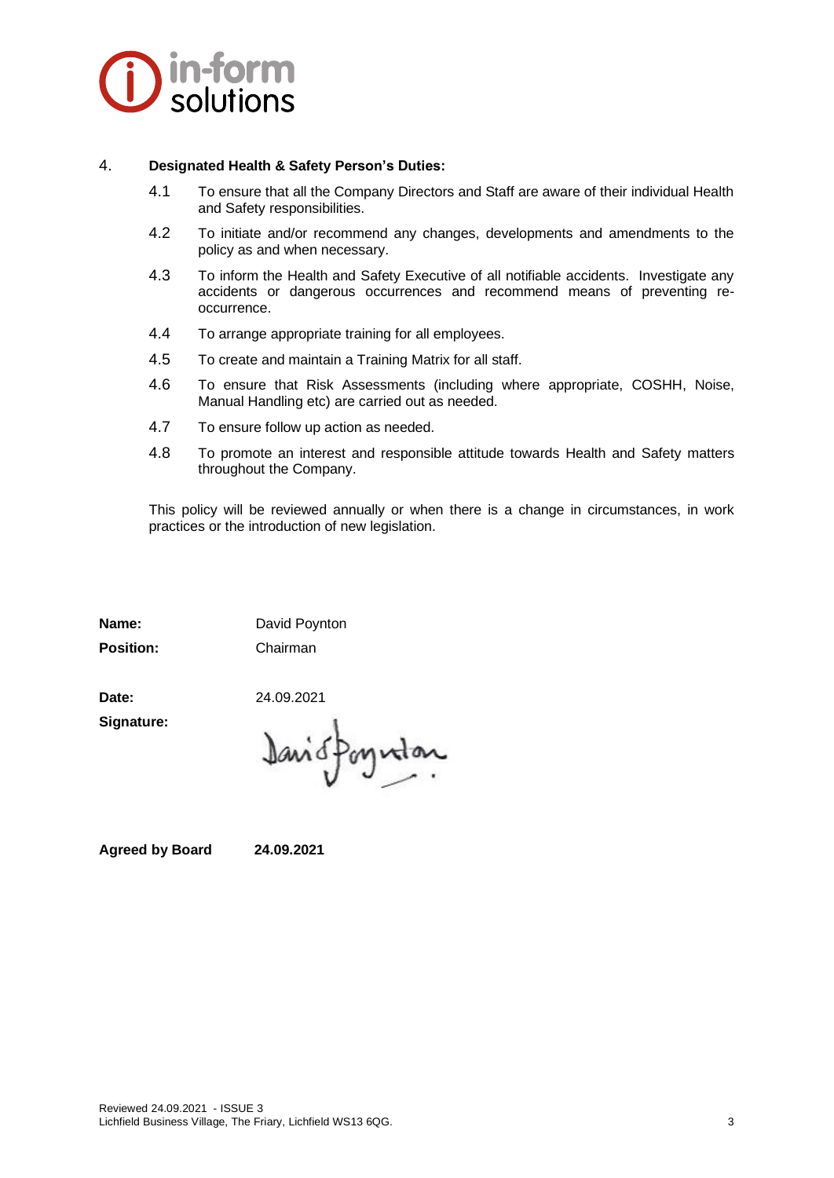## 4. Designated Health & Safety Person's Duties:

4.1 To ensure that all the Company Directors and Staff are aware of their individual Health and Safety responsibilities.

4.2 To initiate and/or recommend any changes, developments and amendments to the policy as and when necessary.

4.3 To inform the Health and Safety Executive of all notifiable accidents. Investigate any accidents or dangerous occurrences and recommend means of preventing re-occurrence.

4.4 To arrange appropriate training for all employees.

4.5 To create and maintain a Training Matrix for all staff.

4.6 To ensure that Risk Assessments (including where appropriate, COSHH, Noise, Manual Handling etc) are carried out as needed.

4.7 To ensure follow up action as needed.

4.8 To promote an interest and responsible attitude towards Health and Safety matters throughout the Company.

This policy will be reviewed annually or when there is a change in circumstances, in work practices or the introduction of new legislation.

**Name:** David Poynton

**Position:** Chairman

**Date:** 24.09.2021

**Signature:** David Poynton

**Agreed by Board** **24.09.2021**

Reviewed 24.09.2021 - ISSUE 3
Lichfield Business Village, The Friary, Lichfield WS13 6QG.